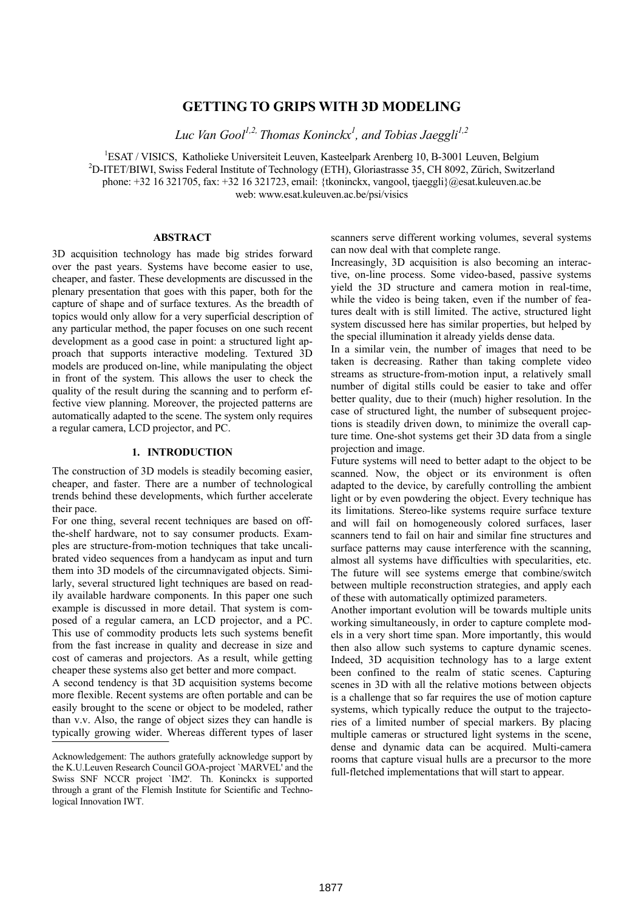# GETTING TO GRIPS WITH 3D MODELING

*Luc Van Gool[1,2], Thomas Koninckx[1], and Tobias Jaeggli[1,2]*

[1]ESAT / VISICS, Katholieke Universiteit Leuven, Kasteelpark Arenberg 10, B-3001 Leuven, Belgium
[2]D-ITET/BIWI, Swiss Federal Institute of Technology (ETH), Gloriastrasse 35, CH 8092, Zürich, Switzerland
phone: +32 16 321705, fax: +32 16 321723, email: {tkoninckx, vangool, tjaeggli}@esat.kuleuven.ac.be
web: www.esat.kuleuven.ac.be/psi/visics

## ABSTRACT

3D acquisition technology has made big strides forward over the past years. Systems have become easier to use, cheaper, and faster. These developments are discussed in the plenary presentation that goes with this paper, both for the capture of shape and of surface textures. As the breadth of topics would only allow for a very superficial description of any particular method, the paper focuses on one such recent development as a good case in point: a structured light approach that supports interactive modeling. Textured 3D models are produced on-line, while manipulating the object in front of the system. This allows the user to check the quality of the result during the scanning and to perform effective view planning. Moreover, the projected patterns are automatically adapted to the scene. The system only requires a regular camera, LCD projector, and PC.

## 1. INTRODUCTION

The construction of 3D models is steadily becoming easier, cheaper, and faster. There are a number of technological trends behind these developments, which further accelerate their pace.

For one thing, several recent techniques are based on off-the-shelf hardware, not to say consumer products. Examples are structure-from-motion techniques that take uncalibrated video sequences from a handycam as input and turn them into 3D models of the circumnavigated objects. Similarly, several structured light techniques are based on readily available hardware components. In this paper one such example is discussed in more detail. That system is composed of a regular camera, an LCD projector, and a PC. This use of commodity products lets such systems benefit from the fast increase in quality and decrease in size and cost of cameras and projectors. As a result, while getting cheaper these systems also get better and more compact.

A second tendency is that 3D acquisition systems become more flexible. Recent systems are often portable and can be easily brought to the scene or object to be modeled, rather than v.v. Also, the range of object sizes they can handle is typically growing wider. Whereas different types of laser scanners serve different working volumes, several systems can now deal with that complete range.

Increasingly, 3D acquisition is also becoming an interactive, on-line process. Some video-based, passive systems yield the 3D structure and camera motion in real-time, while the video is being taken, even if the number of features dealt with is still limited. The active, structured light system discussed here has similar properties, but helped by the special illumination it already yields dense data.

In a similar vein, the number of images that need to be taken is decreasing. Rather than taking complete video streams as structure-from-motion input, a relatively small number of digital stills could be easier to take and offer better quality, due to their (much) higher resolution. In the case of structured light, the number of subsequent projections is steadily driven down, to minimize the overall capture time. One-shot systems get their 3D data from a single projection and image.

Future systems will need to better adapt to the object to be scanned. Now, the object or its environment is often adapted to the device, by carefully controlling the ambient light or by even powdering the object. Every technique has its limitations. Stereo-like systems require surface texture and will fail on homogeneously colored surfaces, laser scanners tend to fail on hair and similar fine structures and surface patterns may cause interference with the scanning, almost all systems have difficulties with specularities, etc. The future will see systems emerge that combine/switch between multiple reconstruction strategies, and apply each of these with automatically optimized parameters.

Another important evolution will be towards multiple units working simultaneously, in order to capture complete models in a very short time span. More importantly, this would then also allow such systems to capture dynamic scenes. Indeed, 3D acquisition technology has to a large extent been confined to the realm of static scenes. Capturing scenes in 3D with all the relative motions between objects is a challenge that so far requires the use of motion capture systems, which typically reduce the output to the trajectories of a limited number of special markers. By placing multiple cameras or structured light systems in the scene, dense and dynamic data can be acquired. Multi-camera rooms that capture visual hulls are a precursor to the more full-fletched implementations that will start to appear.

Acknowledgement: The authors gratefully acknowledge support by the K.U.Leuven Research Council GOA-project `MARVEL' and the Swiss SNF NCCR project `IM2'. Th. Koninckx is supported through a grant of the Flemish Institute for Scientific and Technological Innovation IWT.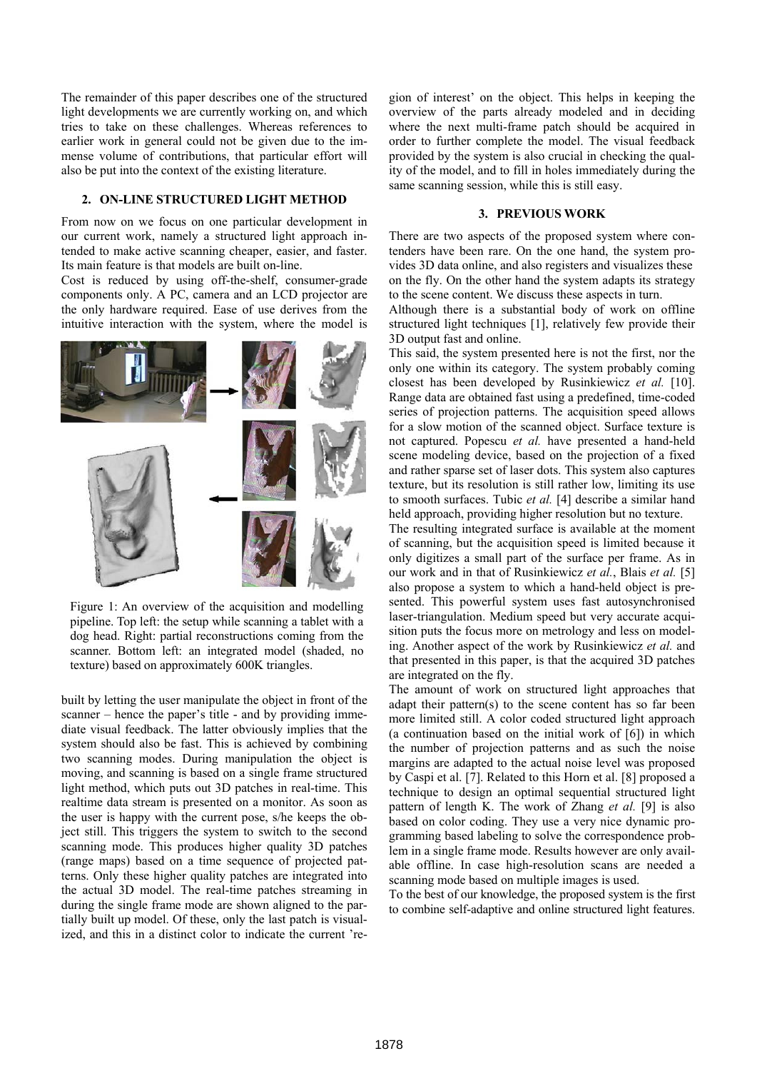The remainder of this paper describes one of the structured light developments we are currently working on, and which tries to take on these challenges. Whereas references to earlier work in general could not be given due to the immense volume of contributions, that particular effort will also be put into the context of the existing literature.

## 2. ON-LINE STRUCTURED LIGHT METHOD

From now on we focus on one particular development in our current work, namely a structured light approach intended to make active scanning cheaper, easier, and faster. Its main feature is that models are built on-line.

Cost is reduced by using off-the-shelf, consumer-grade components only. A PC, camera and an LCD projector are the only hardware required. Ease of use derives from the intuitive interaction with the system, where the model is built by letting the user manipulate the object in front of the scanner – hence the paper's title - and by providing immediate visual feedback. The latter obviously implies that the system should also be fast. This is achieved by combining two scanning modes. During manipulation the object is moving, and scanning is based on a single frame structured light method, which puts out 3D patches in real-time. This realtime data stream is presented on a monitor. As soon as the user is happy with the current pose, s/he keeps the object still. This triggers the system to switch to the second scanning mode. This produces higher quality 3D patches (range maps) based on a time sequence of projected patterns. Only these higher quality patches are integrated into the actual 3D model. The real-time patches streaming in during the single frame mode are shown aligned to the partially built up model. Of these, only the last patch is visualized, and this in a distinct color to indicate the current 'region of interest' on the object. This helps in keeping the overview of the parts already modeled and in deciding where the next multi-frame patch should be acquired in order to further complete the model. The visual feedback provided by the system is also crucial in checking the quality of the model, and to fill in holes immediately during the same scanning session, while this is still easy.

Figure 1: An overview of the acquisition and modelling pipeline. Top left: the setup while scanning a tablet with a dog head. Right: partial reconstructions coming from the scanner. Bottom left: an integrated model (shaded, no texture) based on approximately 600K triangles.

## 3. PREVIOUS WORK

There are two aspects of the proposed system where contenders have been rare. On the one hand, the system provides 3D data online, and also registers and visualizes these on the fly. On the other hand the system adapts its strategy to the scene content. We discuss these aspects in turn.

Although there is a substantial body of work on offline structured light techniques [1], relatively few provide their 3D output fast and online.

This said, the system presented here is not the first, nor the only one within its category. The system probably coming closest has been developed by Rusinkiewicz *et al.* [10]. Range data are obtained fast using a predefined, time-coded series of projection patterns. The acquisition speed allows for a slow motion of the scanned object. Surface texture is not captured. Popescu *et al.* have presented a hand-held scene modeling device, based on the projection of a fixed and rather sparse set of laser dots. This system also captures texture, but its resolution is still rather low, limiting its use to smooth surfaces. Tubic *et al.* [4] describe a similar hand held approach, providing higher resolution but no texture.

The resulting integrated surface is available at the moment of scanning, but the acquisition speed is limited because it only digitizes a small part of the surface per frame. As in our work and in that of Rusinkiewicz *et al.*, Blais *et al.* [5] also propose a system to which a hand-held object is presented. This powerful system uses fast autosynchronised laser-triangulation. Medium speed but very accurate acquisition puts the focus more on metrology and less on modeling. Another aspect of the work by Rusinkiewicz *et al.* and that presented in this paper, is that the acquired 3D patches are integrated on the fly.

The amount of work on structured light approaches that adapt their pattern(s) to the scene content has so far been more limited still. A color coded structured light approach (a continuation based on the initial work of [6]) in which the number of projection patterns and as such the noise margins are adapted to the actual noise level was proposed by Caspi et al. [7]. Related to this Horn et al. [8] proposed a technique to design an optimal sequential structured light pattern of length K. The work of Zhang *et al.* [9] is also based on color coding. They use a very nice dynamic programming based labeling to solve the correspondence problem in a single frame mode. Results however are only available offline. In case high-resolution scans are needed a scanning mode based on multiple images is used.

To the best of our knowledge, the proposed system is the first to combine self-adaptive and online structured light features.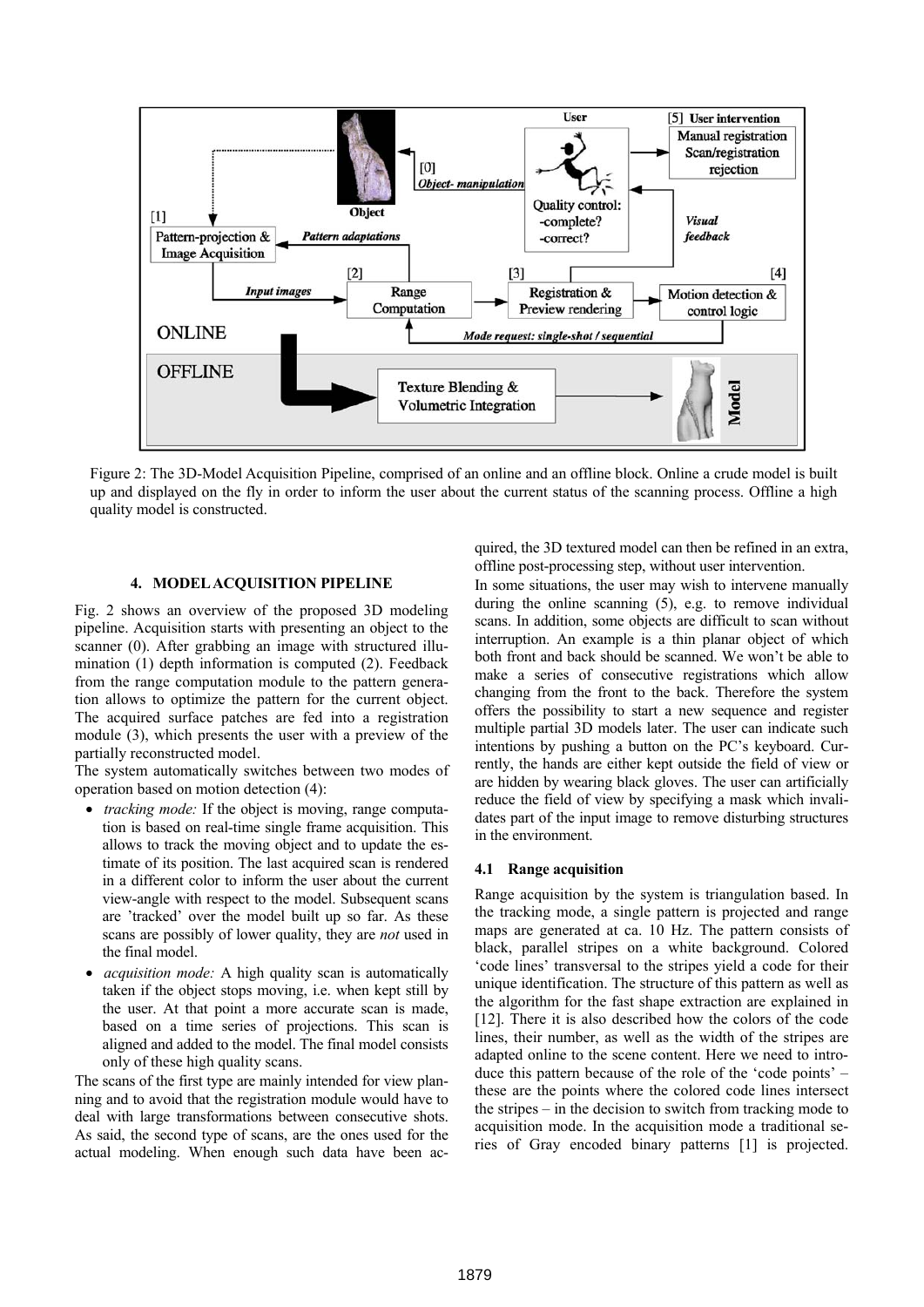Figure 2: The 3D-Model Acquisition Pipeline, comprised of an online and an offline block. Online a crude model is built up and displayed on the fly in order to inform the user about the current status of the scanning process. Offline a high quality model is constructed.

## 4. MODEL ACQUISITION PIPELINE

Fig. 2 shows an overview of the proposed 3D modeling pipeline. Acquisition starts with presenting an object to the scanner (0). After grabbing an image with structured illumination (1) depth information is computed (2). Feedback from the range computation module to the pattern generation allows to optimize the pattern for the current object. The acquired surface patches are fed into a registration module (3), which presents the user with a preview of the partially reconstructed model.

The system automatically switches between two modes of operation based on motion detection (4):

- *tracking mode:* If the object is moving, range computation is based on real-time single frame acquisition. This allows to track the moving object and to update the estimate of its position. The last acquired scan is rendered in a different color to inform the user about the current view-angle with respect to the model. Subsequent scans are 'tracked' over the model built up so far. As these scans are possibly of lower quality, they are *not* used in the final model.
- *acquisition mode:* A high quality scan is automatically taken if the object stops moving, i.e. when kept still by the user. At that point a more accurate scan is made, based on a time series of projections. This scan is aligned and added to the model. The final model consists only of these high quality scans.

The scans of the first type are mainly intended for view planning and to avoid that the registration module would have to deal with large transformations between consecutive shots. As said, the second type of scans, are the ones used for the actual modeling. When enough such data have been acquired, the 3D textured model can then be refined in an extra, offline post-processing step, without user intervention.

In some situations, the user may wish to intervene manually during the online scanning (5), e.g. to remove individual scans. In addition, some objects are difficult to scan without interruption. An example is a thin planar object of which both front and back should be scanned. We won't be able to make a series of consecutive registrations which allow changing from the front to the back. Therefore the system offers the possibility to start a new sequence and register multiple partial 3D models later. The user can indicate such intentions by pushing a button on the PC's keyboard. Currently, the hands are either kept outside the field of view or are hidden by wearing black gloves. The user can artificially reduce the field of view by specifying a mask which invalidates part of the input image to remove disturbing structures in the environment.

### 4.1 Range acquisition

Range acquisition by the system is triangulation based. In the tracking mode, a single pattern is projected and range maps are generated at ca. 10 Hz. The pattern consists of black, parallel stripes on a white background. Colored 'code lines' transversal to the stripes yield a code for their unique identification. The structure of this pattern as well as the algorithm for the fast shape extraction are explained in [12]. There it is also described how the colors of the code lines, their number, as well as the width of the stripes are adapted online to the scene content. Here we need to introduce this pattern because of the role of the 'code points' – these are the points where the colored code lines intersect the stripes – in the decision to switch from tracking mode to acquisition mode. In the acquisition mode a traditional series of Gray encoded binary patterns [1] is projected.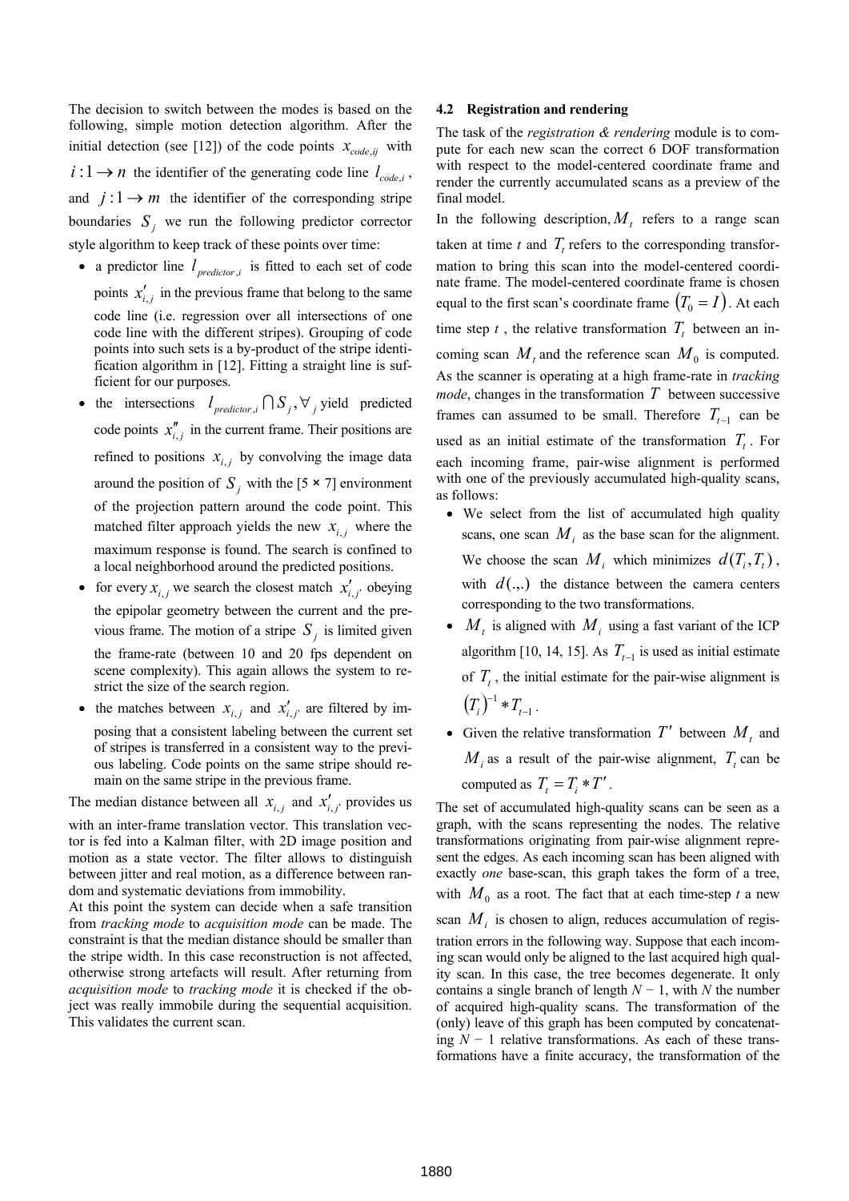The decision to switch between the modes is based on the following, simple motion detection algorithm. After the initial detection (see [12]) of the code points $x_{code,ij}$ with $i:1 \rightarrow n$ the identifier of the generating code line $l_{code,i}$, and $j:1 \rightarrow m$ the identifier of the corresponding stripe boundaries $S_j$ we run the following predictor corrector style algorithm to keep track of these points over time:

- a predictor line $l_{predictor,i}$ is fitted to each set of code points $x'_{i,j}$ in the previous frame that belong to the same code line (i.e. regression over all intersections of one code line with the different stripes). Grouping of code points into such sets is a by-product of the stripe identification algorithm in [12]. Fitting a straight line is sufficient for our purposes.
- the intersections $l_{predictor,i} \cap S_j, \forall_j$ yield predicted code points $x''_{i,j}$ in the current frame. Their positions are refined to positions $x_{i,j}$ by convolving the image data around the position of $S_j$ with the [5 × 7] environment of the projection pattern around the code point. This matched filter approach yields the new $x_{i,j}$ where the maximum response is found. The search is confined to a local neighborhood around the predicted positions.
- for every $x_{i,j}$ we search the closest match $x'_{i,j'}$ obeying the epipolar geometry between the current and the previous frame. The motion of a stripe $S_j$ is limited given the frame-rate (between 10 and 20 fps dependent on scene complexity). This again allows the system to restrict the size of the search region.
- the matches between $x_{i,j}$ and $x'_{i,j'}$ are filtered by imposing that a consistent labeling between the current set of stripes is transferred in a consistent way to the previous labeling. Code points on the same stripe should remain on the same stripe in the previous frame.

The median distance between all $x_{i,j}$ and $x'_{i,j'}$ provides us with an inter-frame translation vector. This translation vector is fed into a Kalman filter, with 2D image position and motion as a state vector. The filter allows to distinguish between jitter and real motion, as a difference between random and systematic deviations from immobility.

At this point the system can decide when a safe transition from *tracking mode* to *acquisition mode* can be made. The constraint is that the median distance should be smaller than the stripe width. In this case reconstruction is not affected, otherwise strong artefacts will result. After returning from *acquisition mode* to *tracking mode* it is checked if the object was really immobile during the sequential acquisition. This validates the current scan.

### 4.2 Registration and rendering

The task of the *registration & rendering* module is to compute for each new scan the correct 6 DOF transformation with respect to the model-centered coordinate frame and render the currently accumulated scans as a preview of the final model.

In the following description, $M_t$ refers to a range scan taken at time *t* and $T_t$ refers to the corresponding transformation to bring this scan into the model-centered coordinate frame. The model-centered coordinate frame is chosen equal to the first scan's coordinate frame $(T_0 = I)$. At each time step *t*, the relative transformation $T_t$ between an incoming scan $M_t$ and the reference scan $M_0$ is computed. As the scanner is operating at a high frame-rate in *tracking mode*, changes in the transformation $T$ between successive frames can assumed to be small. Therefore $T_{t-1}$ can be used as an initial estimate of the transformation $T_t$. For each incoming frame, pair-wise alignment is performed with one of the previously accumulated high-quality scans, as follows:

- We select from the list of accumulated high quality scans, one scan $M_i$ as the base scan for the alignment. We choose the scan $M_i$ which minimizes $d(T_i, T_t)$, with $d(.,.)$ the distance between the camera centers corresponding to the two transformations.
- $M_t$ is aligned with $M_i$ using a fast variant of the ICP algorithm [10, 14, 15]. As $T_{t-1}$ is used as initial estimate of $T_t$, the initial estimate for the pair-wise alignment is $(T_i)^{-1} * T_{t-1}$.
- Given the relative transformation $T'$ between $M_t$ and $M_i$ as a result of the pair-wise alignment, $T_t$ can be computed as $T_t = T_i * T'$.

The set of accumulated high-quality scans can be seen as a graph, with the scans representing the nodes. The relative transformations originating from pair-wise alignment represent the edges. As each incoming scan has been aligned with exactly *one* base-scan, this graph takes the form of a tree, with $M_0$ as a root. The fact that at each time-step *t* a new scan $M_i$ is chosen to align, reduces accumulation of registration errors in the following way. Suppose that each incoming scan would only be aligned to the last acquired high quality scan. In this case, the tree becomes degenerate. It only contains a single branch of length *N* − 1, with *N* the number of acquired high-quality scans. The transformation of the (only) leave of this graph has been computed by concatenating *N* − 1 relative transformations. As each of these transformations have a finite accuracy, the transformation of the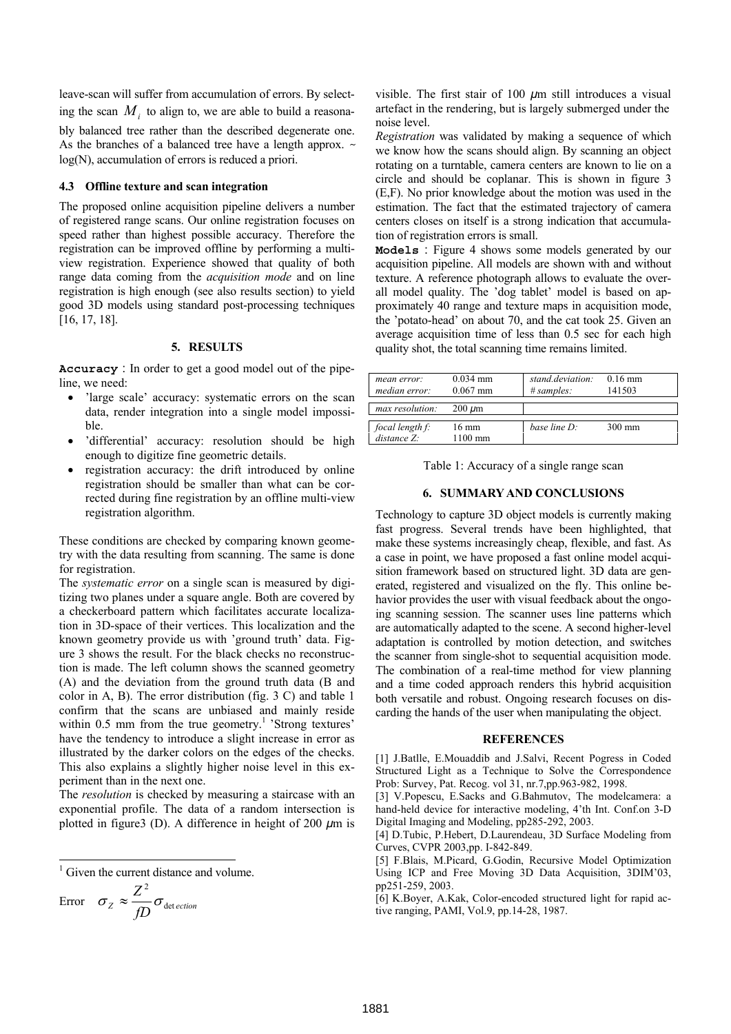leave-scan will suffer from accumulation of errors. By selecting the scan $M_i$ to align to, we are able to build a reasonably balanced tree rather than the described degenerate one. As the branches of a balanced tree have a length approx. ~ log(N), accumulation of errors is reduced a priori.

### 4.3 Offline texture and scan integration

The proposed online acquisition pipeline delivers a number of registered range scans. Our online registration focuses on speed rather than highest possible accuracy. Therefore the registration can be improved offline by performing a multi-view registration. Experience showed that quality of both range data coming from the *acquisition mode* and on line registration is high enough (see also results section) to yield good 3D models using standard post-processing techniques [16, 17, 18].

## 5. RESULTS

**Accuracy** : In order to get a good model out of the pipeline, we need:

- 'large scale' accuracy: systematic errors on the scan data, render integration into a single model impossible.
- 'differential' accuracy: resolution should be high enough to digitize fine geometric details.
- registration accuracy: the drift introduced by online registration should be smaller than what can be corrected during fine registration by an offline multi-view registration algorithm.

These conditions are checked by comparing known geometry with the data resulting from scanning. The same is done for registration.

The *systematic error* on a single scan is measured by digitizing two planes under a square angle. Both are covered by a checkerboard pattern which facilitates accurate localization in 3D-space of their vertices. This localization and the known geometry provide us with 'ground truth' data. Figure 3 shows the result. For the black checks no reconstruction is made. The left column shows the scanned geometry (A) and the deviation from the ground truth data (B and color in A, B). The error distribution (fig. 3 C) and table 1 confirm that the scans are unbiased and mainly reside within 0.5 mm from the true geometry.[1] 'Strong textures' have the tendency to introduce a slight increase in error as illustrated by the darker colors on the edges of the checks. This also explains a slightly higher noise level in this experiment than in the next one.

The *resolution* is checked by measuring a staircase with an exponential profile. The data of a random intersection is plotted in figure3 (D). A difference in height of 200 $\mu$m is visible. The first stair of 100 $\mu$m still introduces a visual artefact in the rendering, but is largely submerged under the noise level.

*Registration* was validated by making a sequence of which we know how the scans should align. By scanning an object rotating on a turntable, camera centers are known to lie on a circle and should be coplanar. This is shown in figure 3 (E,F). No prior knowledge about the motion was used in the estimation. The fact that the estimated trajectory of camera centers closes on itself is a strong indication that accumulation of registration errors is small.

**Models** : Figure 4 shows some models generated by our acquisition pipeline. All models are shown with and without texture. A reference photograph allows to evaluate the overall model quality. The 'dog tablet' model is based on approximately 40 range and texture maps in acquisition mode, the 'potato-head' on about 70, and the cat took 25. Given an average acquisition time of less than 0.5 sec for each high quality shot, the total scanning time remains limited.

| | | | |
|---|---|---|---|
| *mean error:* | 0.034 mm | *stand.deviation:* | 0.16 mm |
| *median error:* | 0.067 mm | *# samples:* | 141503 |
| *max resolution:* | 200 $\mu$m | | |
| *focal length f:* | 16 mm | *base line D:* | 300 mm |
| *distance Z:* | 1100 mm | | |

Table 1: Accuracy of a single range scan

## 6. SUMMARY AND CONCLUSIONS

Technology to capture 3D object models is currently making fast progress. Several trends have been highlighted, that make these systems increasingly cheap, flexible, and fast. As a case in point, we have proposed a fast online model acquisition framework based on structured light. 3D data are generated, registered and visualized on the fly. This online behavior provides the user with visual feedback about the ongoing scanning session. The scanner uses line patterns which are automatically adapted to the scene. A second higher-level adaptation is controlled by motion detection, and switches the scanner from single-shot to sequential acquisition mode. The combination of a real-time method for view planning and a time coded approach renders this hybrid acquisition both versatile and robust. Ongoing research focuses on discarding the hands of the user when manipulating the object.

## REFERENCES

[1] J.Batlle, E.Mouaddib and J.Salvi, Recent Pogress in Coded Structured Light as a Technique to Solve the Correspondence Prob: Survey, Pat. Recog. vol 31, nr.7,pp.963-982, 1998.

[3] V.Popescu, E.Sacks and G.Bahmutov, The modelcamera: a hand-held device for interactive modeling, 4'th Int. Conf.on 3-D Digital Imaging and Modeling, pp285-292, 2003.

[4] D.Tubic, P.Hebert, D.Laurendeau, 3D Surface Modeling from Curves, CVPR 2003,pp. I-842-849.

[5] F.Blais, M.Picard, G.Godin, Recursive Model Optimization Using ICP and Free Moving 3D Data Acquisition, 3DIM'03, pp251-259, 2003.

[6] K.Boyer, A.Kak, Color-encoded structured light for rapid active ranging, PAMI, Vol.9, pp.14-28, 1987.

---

[1] Given the current distance and volume.

Error $\sigma_Z \approx \dfrac{Z^2}{fD}\sigma_{detection}$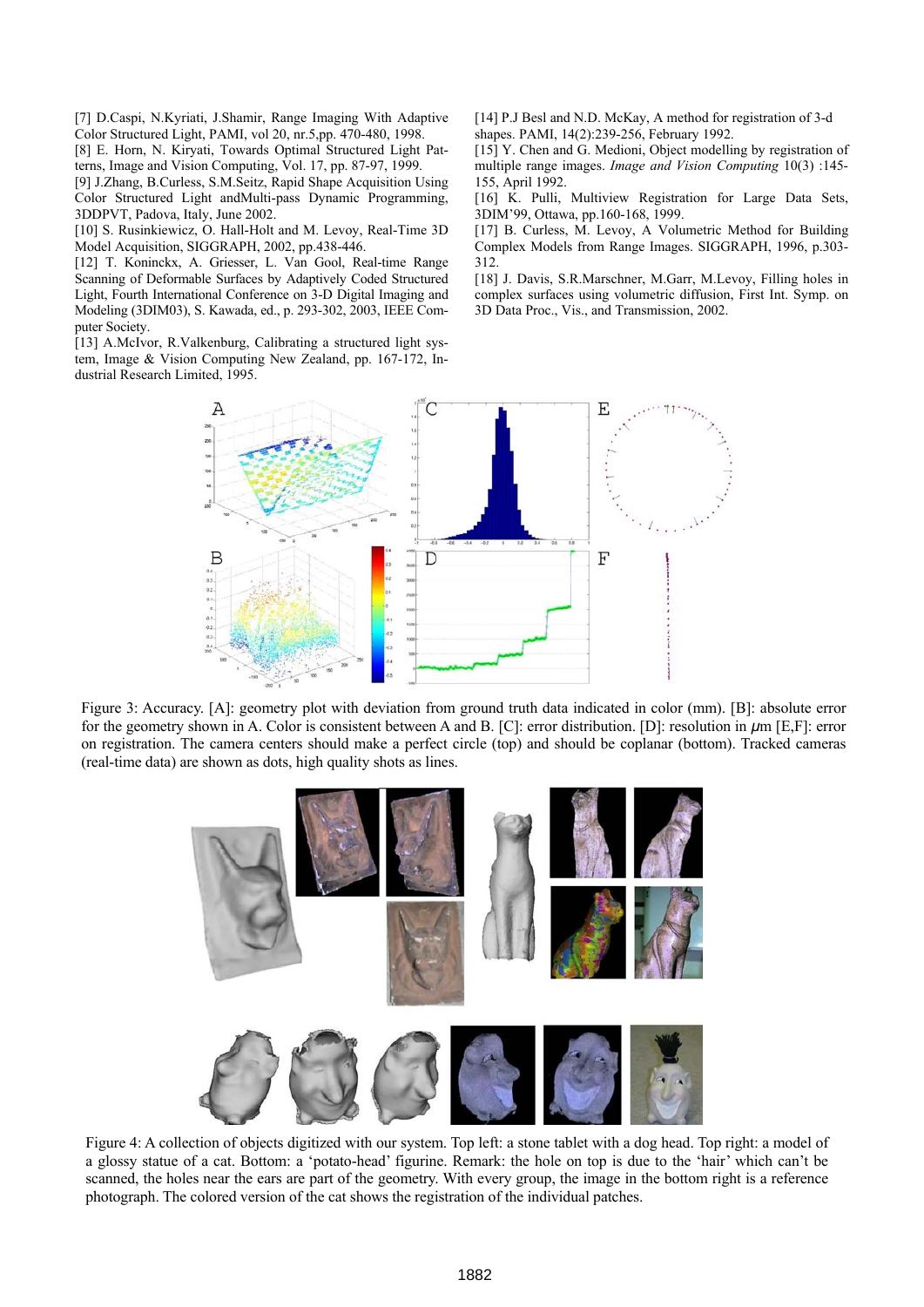[7] D.Caspi, N.Kyriati, J.Shamir, Range Imaging With Adaptive Color Structured Light, PAMI, vol 20, nr.5,pp. 470-480, 1998.
[8] E. Horn, N. Kiryati, Towards Optimal Structured Light Patterns, Image and Vision Computing, Vol. 17, pp. 87-97, 1999.
[9] J.Zhang, B.Curless, S.M.Seitz, Rapid Shape Acquisition Using Color Structured Light andMulti-pass Dynamic Programming, 3DDPVT, Padova, Italy, June 2002.
[10] S. Rusinkiewicz, O. Hall-Holt and M. Levoy, Real-Time 3D Model Acquisition, SIGGRAPH, 2002, pp.438-446.
[12] T. Koninckx, A. Griesser, L. Van Gool, Real-time Range Scanning of Deformable Surfaces by Adaptively Coded Structured Light, Fourth International Conference on 3-D Digital Imaging and Modeling (3DIM03), S. Kawada, ed., p. 293-302, 2003, IEEE Computer Society.
[13] A.McIvor, R.Valkenburg, Calibrating a structured light system, Image & Vision Computing New Zealand, pp. 167-172, Industrial Research Limited, 1995.
[14] P.J Besl and N.D. McKay, A method for registration of 3-d shapes. PAMI, 14(2):239-256, February 1992.
[15] Y. Chen and G. Medioni, Object modelling by registration of multiple range images. *Image and Vision Computing* 10(3) :145-155, April 1992.
[16] K. Pulli, Multiview Registration for Large Data Sets, 3DIM'99, Ottawa, pp.160-168, 1999.
[17] B. Curless, M. Levoy, A Volumetric Method for Building Complex Models from Range Images. SIGGRAPH, 1996, p.303-312.
[18] J. Davis, S.R.Marschner, M.Garr, M.Levoy, Filling holes in complex surfaces using volumetric diffusion, First Int. Symp. on 3D Data Proc., Vis., and Transmission, 2002.

Figure 3: Accuracy. [A]: geometry plot with deviation from ground truth data indicated in color (mm). [B]: absolute error for the geometry shown in A. Color is consistent between A and B. [C]: error distribution. [D]: resolution in $\mu$m [E,F]: error on registration. The camera centers should make a perfect circle (top) and should be coplanar (bottom). Tracked cameras (real-time data) are shown as dots, high quality shots as lines.

Figure 4: A collection of objects digitized with our system. Top left: a stone tablet with a dog head. Top right: a model of a glossy statue of a cat. Bottom: a 'potato-head' figurine. Remark: the hole on top is due to the 'hair' which can't be scanned, the holes near the ears are part of the geometry. With every group, the image in the bottom right is a reference photograph. The colored version of the cat shows the registration of the individual patches.